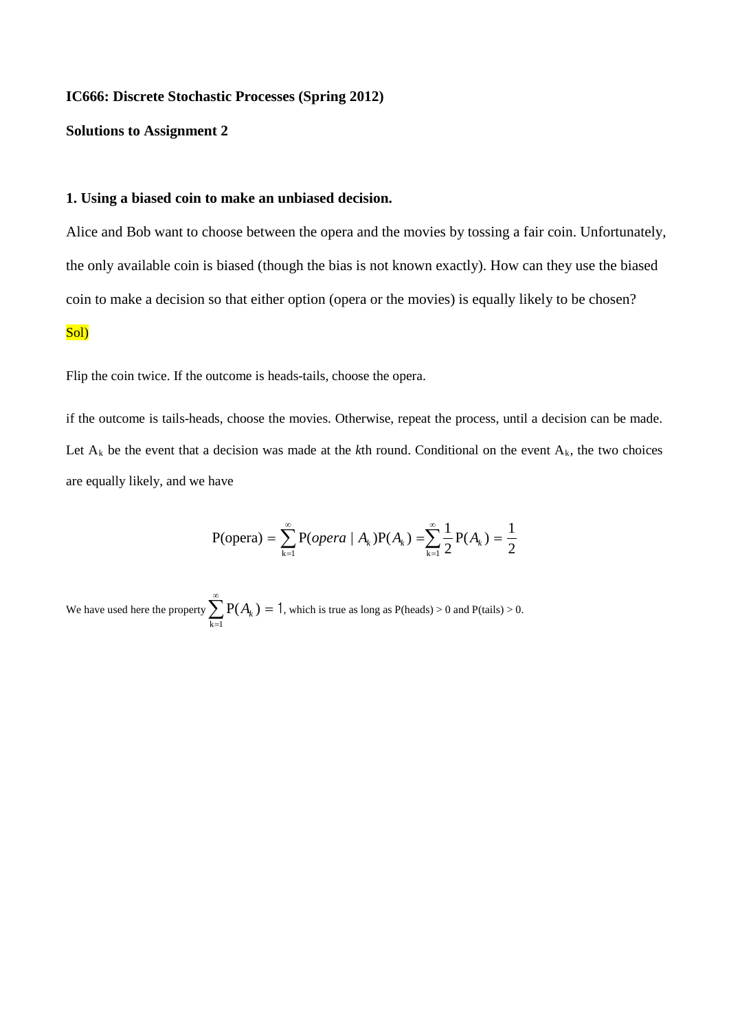**IC666: Discrete Stochastic Processes (Spring 2012)**

**Solutions to Assignment 2**

**1. Using a biased coin to make an unbiased decision.**

Alice and Bob want to choose between the opera and the movies by tossing a fair coin. Unfortunately, the only available coin is biased (though the bias is not known exactly). How can they use the biased coin to make a decision so that either option (opera or the movies) is equally likely to be chosen?

Sol)

Flip the coin twice. If the outcome is heads-tails, choose the opera.

if the outcome is tails-heads, choose the movies. Otherwise, repeat the process, until a decision can be made. Let $A_k$ be the event that a decision was made at the *k*th round. Conditional on the event $A_k$, the two choices are equally likely, and we have

$$\text{P(opera)} = \sum_{k=1}^{\infty} \text{P}(opera \mid A_k)\text{P}(A_k) = \sum_{k=1}^{\infty} \frac{1}{2}\text{P}(A_k) = \frac{1}{2}$$

We have used here the property $\sum_{k=1}^{\infty} \text{P}(A_k) = 1$, which is true as long as P(heads) > 0 and P(tails) > 0.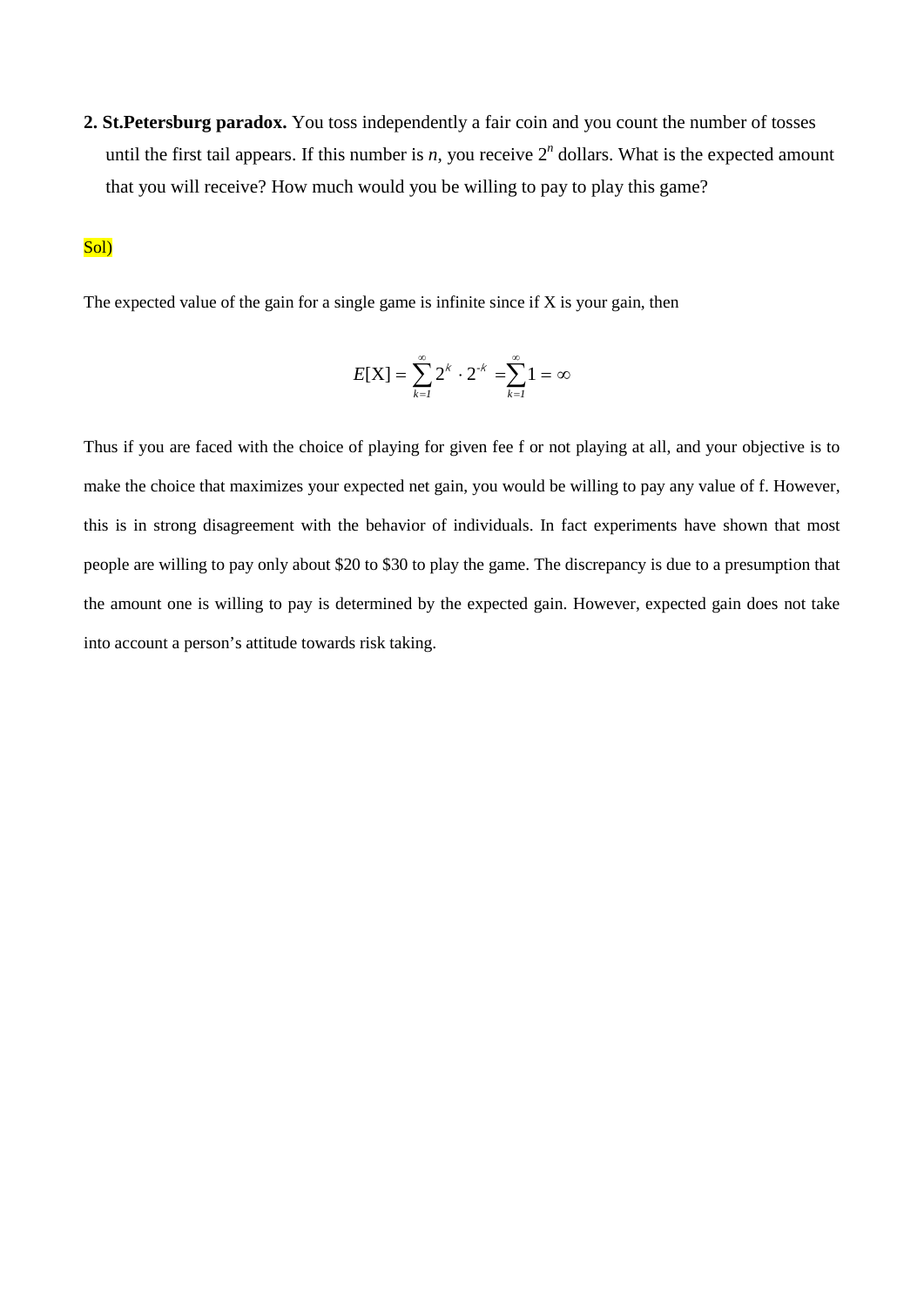**2. St.Petersburg paradox.** You toss independently a fair coin and you count the number of tosses until the first tail appears. If this number is $n$, you receive $2^n$ dollars. What is the expected amount that you will receive? How much would you be willing to pay to play this game?

Sol)

The expected value of the gain for a single game is infinite since if X is your gain, then

$$E[X] = \sum_{k=1}^{\infty} 2^k \cdot 2^{-k} = \sum_{k=1}^{\infty} 1 = \infty$$

Thus if you are faced with the choice of playing for given fee f or not playing at all, and your objective is to make the choice that maximizes your expected net gain, you would be willing to pay any value of f. However, this is in strong disagreement with the behavior of individuals. In fact experiments have shown that most people are willing to pay only about \$20 to \$30 to play the game. The discrepancy is due to a presumption that the amount one is willing to pay is determined by the expected gain. However, expected gain does not take into account a person's attitude towards risk taking.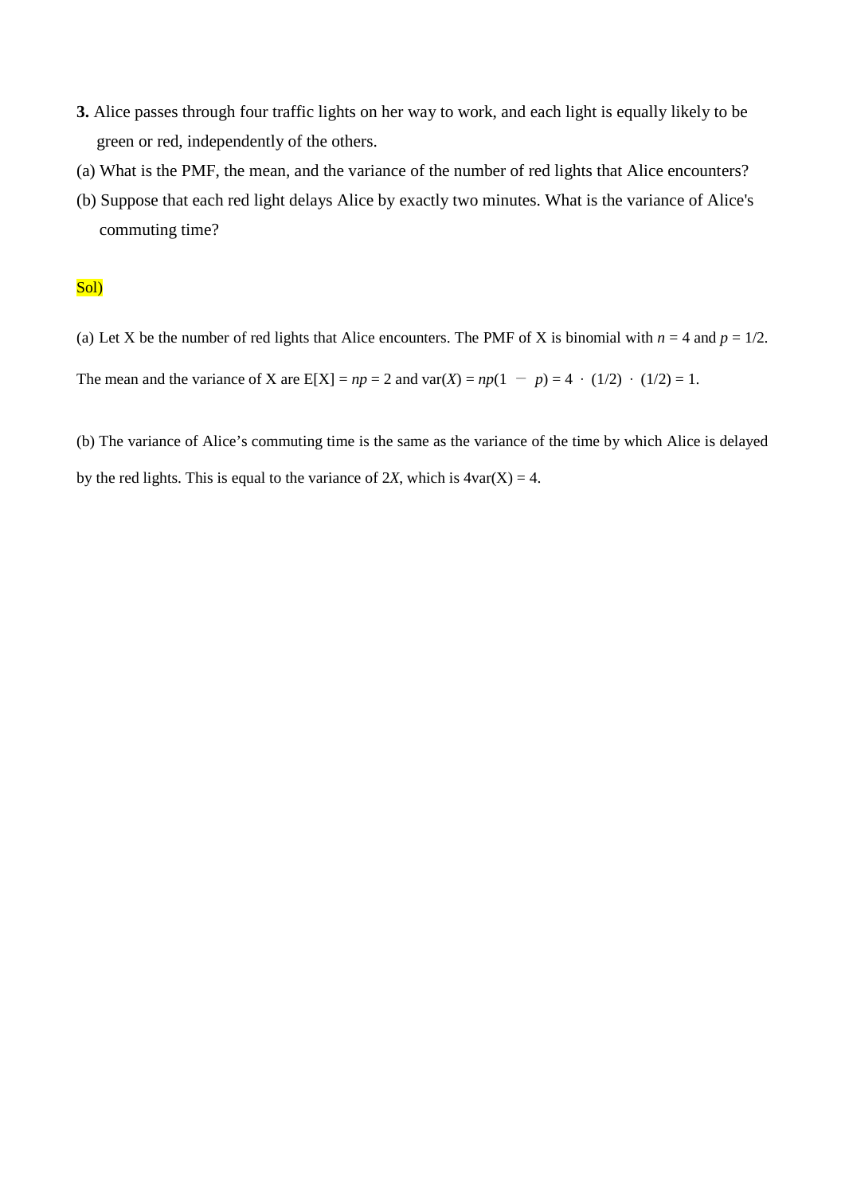**3.** Alice passes through four traffic lights on her way to work, and each light is equally likely to be green or red, independently of the others.

(a) What is the PMF, the mean, and the variance of the number of red lights that Alice encounters?

(b) Suppose that each red light delays Alice by exactly two minutes. What is the variance of Alice's commuting time?

Sol)

(a) Let X be the number of red lights that Alice encounters. The PMF of X is binomial with $n = 4$ and $p = 1/2$.

The mean and the variance of X are $E[X] = np = 2$ and $\text{var}(X) = np(1 - p) = 4 \cdot (1/2) \cdot (1/2) = 1$.

(b) The variance of Alice's commuting time is the same as the variance of the time by which Alice is delayed by the red lights. This is equal to the variance of $2X$, which is $4\text{var}(X) = 4$.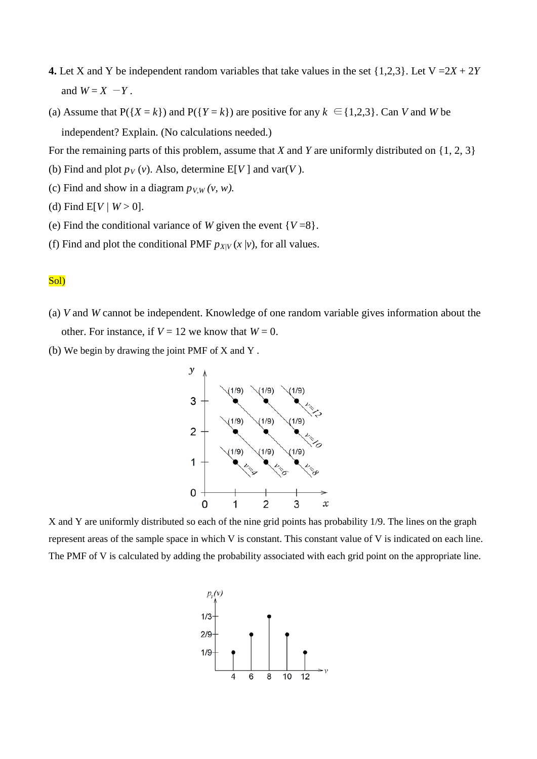**4.** Let X and Y be independent random variables that take values in the set {1,2,3}. Let V =$2X + 2Y$ and $W = X - Y$.

(a) Assume that P({$X = k$}) and P({$Y = k$}) are positive for any $k \in \{1,2,3\}$. Can $V$ and $W$ be independent? Explain. (No calculations needed.)

For the remaining parts of this problem, assume that $X$ and $Y$ are uniformly distributed on {1, 2, 3}

(b) Find and plot $p_V(v)$. Also, determine E[$V$] and var($V$).

(c) Find and show in a diagram $p_{V,W}(v, w)$.

(d) Find E[$V$ | $W > 0$].

(e) Find the conditional variance of $W$ given the event {$V$ =8}.

(f) Find and plot the conditional PMF $p_{X|V}(x|v)$, for all values.

Sol)

(a) $V$ and $W$ cannot be independent. Knowledge of one random variable gives information about the other. For instance, if $V = 12$ we know that $W = 0$.

(b) We begin by drawing the joint PMF of X and Y .

X and Y are uniformly distributed so each of the nine grid points has probability 1/9. The lines on the graph represent areas of the sample space in which V is constant. This constant value of V is indicated on each line. The PMF of V is calculated by adding the probability associated with each grid point on the appropriate line.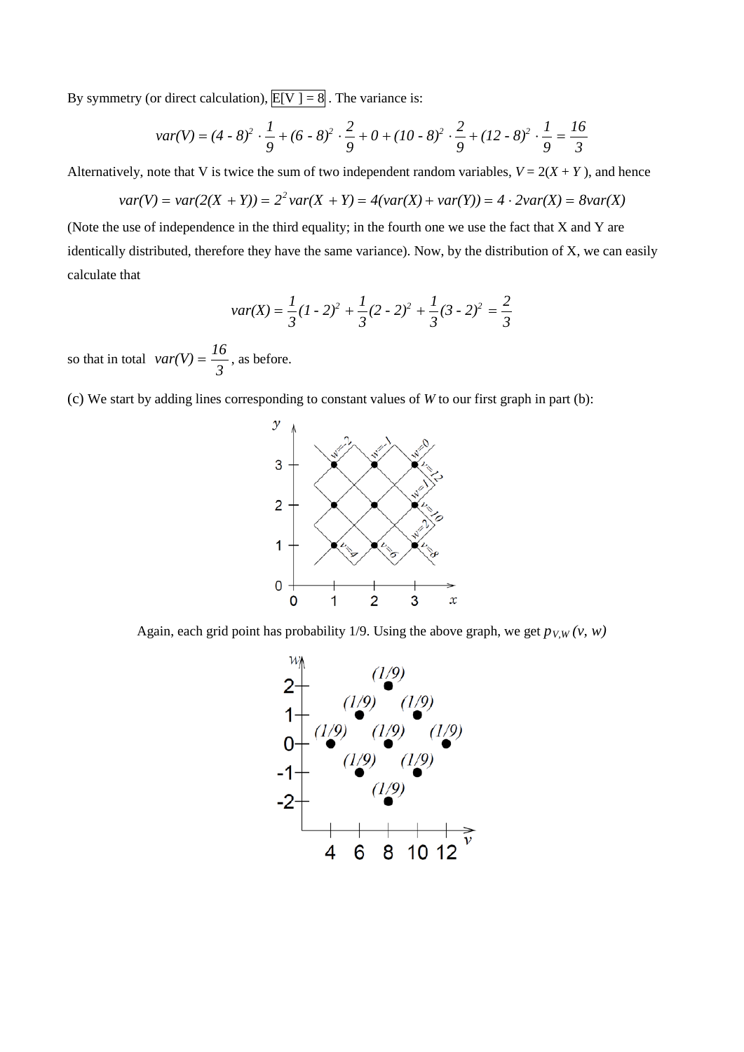By symmetry (or direct calculation), $\boxed{E[V] = 8}$ . The variance is:

$$var(V) = (4 - 8)^2 \cdot \frac{1}{9} + (6 - 8)^2 \cdot \frac{2}{9} + 0 + (10 - 8)^2 \cdot \frac{2}{9} + (12 - 8)^2 \cdot \frac{1}{9} = \frac{16}{3}$$

Alternatively, note that V is twice the sum of two independent random variables, $V = 2(X + Y)$, and hence

$$var(V) = var(2(X + Y)) = 2^2 var(X + Y) = 4(var(X) + var(Y)) = 4 \cdot 2var(X) = 8var(X)$$

(Note the use of independence in the third equality; in the fourth one we use the fact that X and Y are identically distributed, therefore they have the same variance). Now, by the distribution of X, we can easily calculate that

$$var(X) = \frac{1}{3}(1 - 2)^2 + \frac{1}{3}(2 - 2)^2 + \frac{1}{3}(3 - 2)^2 = \frac{2}{3}$$

so that in total $var(V) = \frac{16}{3}$, as before.

(c) We start by adding lines corresponding to constant values of $W$ to our first graph in part (b):

Again, each grid point has probability 1/9. Using the above graph, we get $p_{V,W}(v, w)$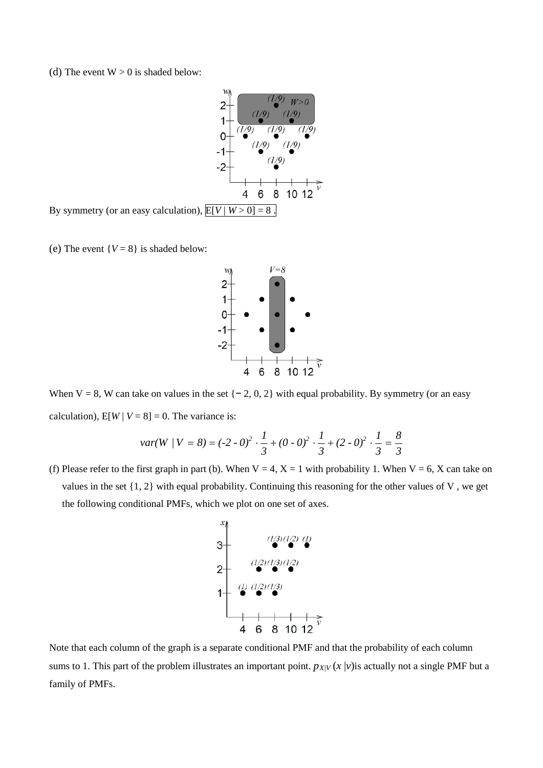(d) The event W > 0 is shaded below:

By symmetry (or an easy calculation), $E[V \mid W > 0] = 8$ .

(e) The event $\{V = 8\}$ is shaded below:

When V = 8, W can take on values in the set $\{-2, 0, 2\}$ with equal probability. By symmetry (or an easy calculation), $E[W \mid V = 8] = 0$. The variance is:

$$var(W \mid V = 8) = (-2 - 0)^2 \cdot \frac{1}{3} + (0 - 0)^2 \cdot \frac{1}{3} + (2 - 0)^2 \cdot \frac{1}{3} = \frac{8}{3}$$

(f) Please refer to the first graph in part (b). When V = 4, X = 1 with probability 1. When V = 6, X can take on values in the set $\{1, 2\}$ with equal probability. Continuing this reasoning for the other values of V , we get the following conditional PMFs, which we plot on one set of axes.

Note that each column of the graph is a separate conditional PMF and that the probability of each column sums to 1. This part of the problem illustrates an important point. $p_{X|V}(x \mid v)$ is actually not a single PMF but a family of PMFs.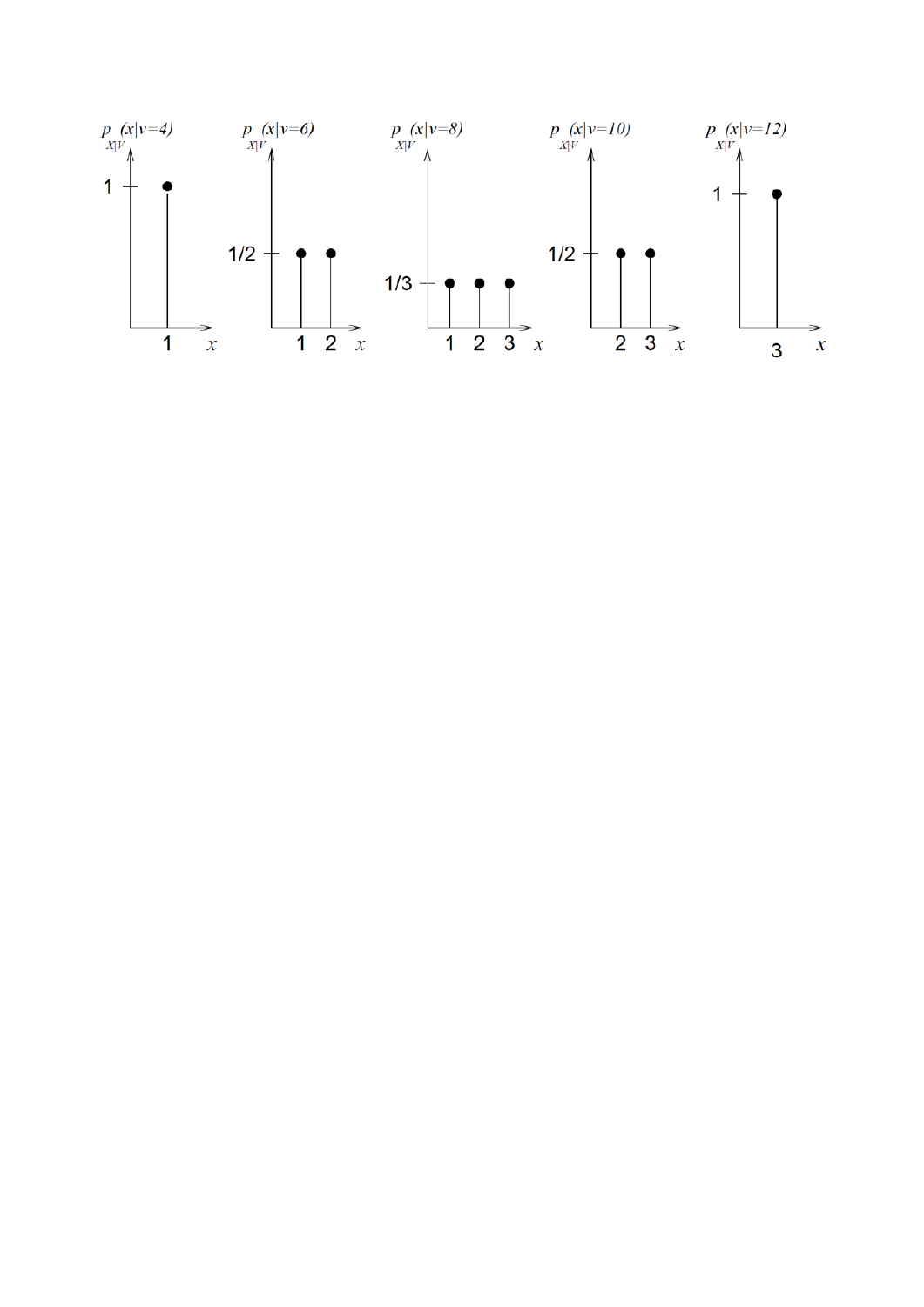$p_{X|V}(x|v=4)$

1

$x$

$p_{X|V}(x|v=6)$

1/2

1 2 $x$

$p_{X|V}(x|v=8)$

1/3

1 2 3 $x$

$p_{X|V}(x|v=10)$

1/2

2 3 $x$

$p_{X|V}(x|v=12)$

1

3 $x$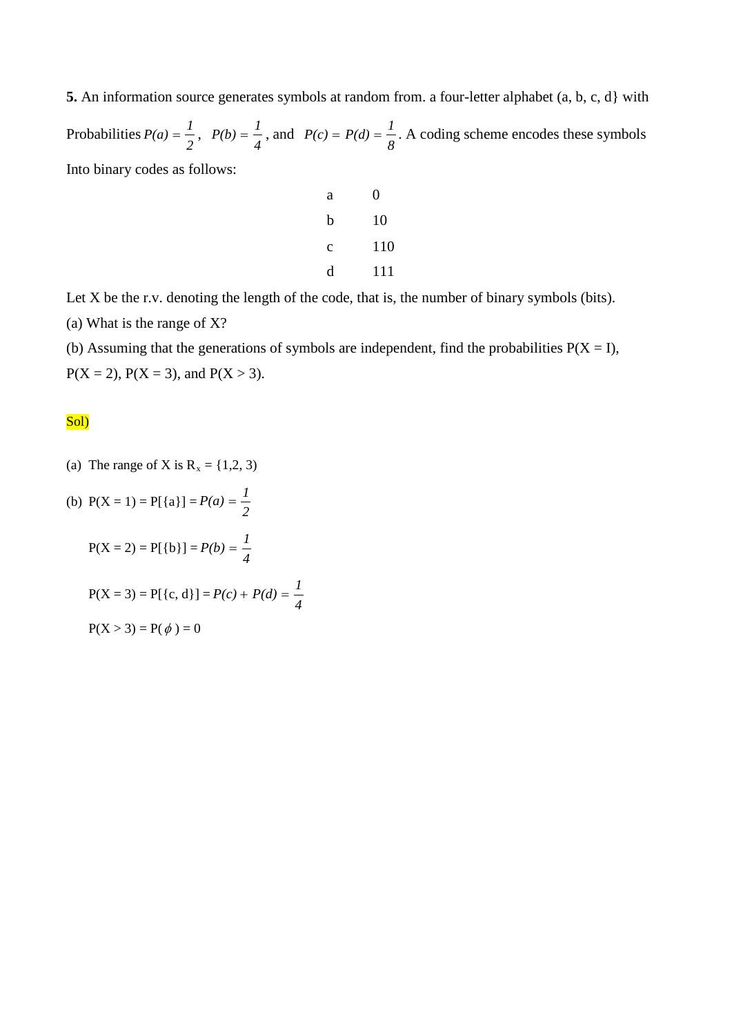**5.** An information source generates symbols at random from. a four-letter alphabet (a, b, c, d} with Probabilities $P(a) = \frac{1}{2}$, $P(b) = \frac{1}{4}$, and $P(c) = P(d) = \frac{1}{8}$. A coding scheme encodes these symbols Into binary codes as follows:

| | |
|---|---|
| a | 0 |
| b | 10 |
| c | 110 |
| d | 111 |

Let X be the r.v. denoting the length of the code, that is, the number of binary symbols (bits).

(a) What is the range of X?

(b) Assuming that the generations of symbols are independent, find the probabilities P(X = I), P(X = 2), P(X = 3), and P(X > 3).

Sol)

(a) The range of X is $R_x = \{1,2, 3)$

(b) $P(X = 1) = P[\{a\}] = P(a) = \frac{1}{2}$

$P(X = 2) = P[\{b\}] = P(b) = \frac{1}{4}$

$P(X = 3) = P[\{c, d\}] = P(c) + P(d) = \frac{1}{4}$

$P(X > 3) = P(\phi) = 0$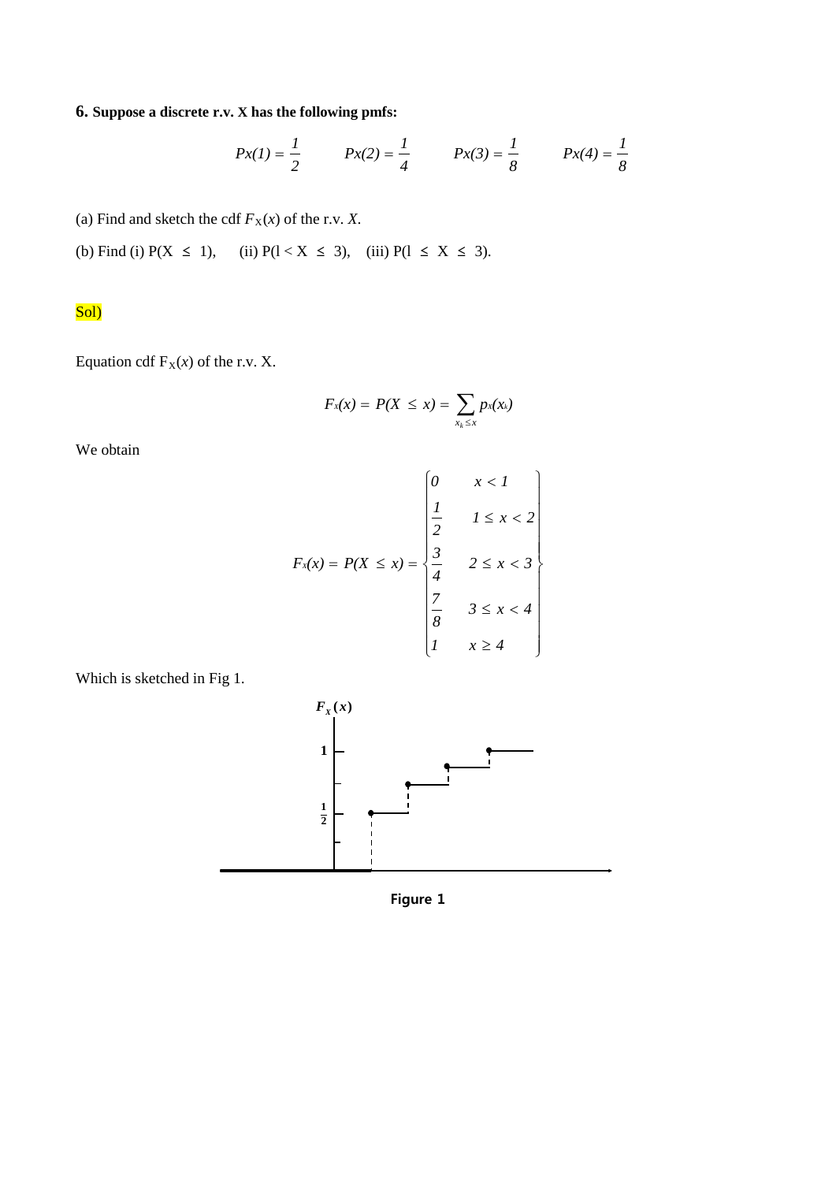**6.** **Suppose a discrete r.v. X has the following pmfs:**

$$Px(1) = \frac{1}{2} \qquad Px(2) = \frac{1}{4} \qquad Px(3) = \frac{1}{8} \qquad Px(4) = \frac{1}{8}$$

(a) Find and sketch the cdf $F_X(x)$ of the r.v. $X$.

(b) Find (i) $P(X \leq 1)$, (ii) $P(1 < X \leq 3)$, (iii) $P(1 \leq X \leq 3)$.

Sol)

Equation cdf $F_X(x)$ of the r.v. X.

$$F_x(x) = P(X \leq x) = \sum_{x_k \leq x} p_x(x_k)$$

We obtain

$$F_x(x) = P(X \leq x) = \begin{cases} 0 & x < 1 \\ \frac{1}{2} & 1 \leq x < 2 \\ \frac{3}{4} & 2 \leq x < 3 \\ \frac{7}{8} & 3 \leq x < 4 \\ 1 & x \geq 4 \end{cases}$$

Which is sketched in Fig 1.

**Figure 1**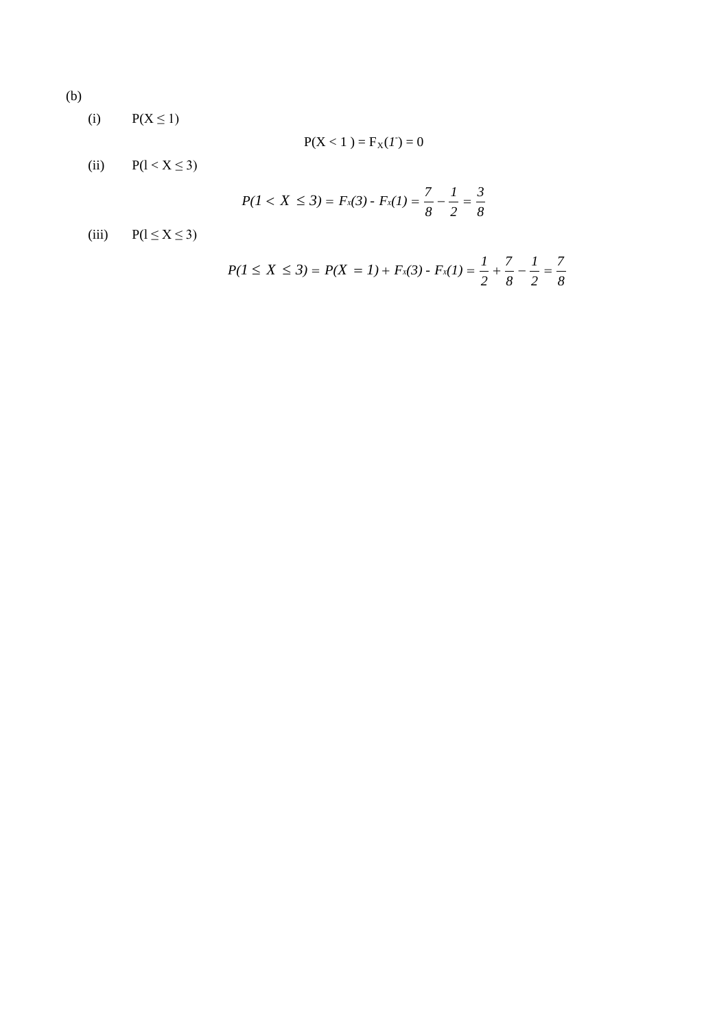(b)

(i) P(X ≤ 1)

$$P(X < 1) = F_X(1^-) = 0$$

(ii) P(l < X ≤ 3)

$$P(1 < X \leq 3) = F_x(3) - F_x(1) = \frac{7}{8} - \frac{1}{2} = \frac{3}{8}$$

(iii) P(l ≤ X ≤ 3)

$$P(1 \leq X \leq 3) = P(X = 1) + F_x(3) - F_x(1) = \frac{1}{2} + \frac{7}{8} - \frac{1}{2} = \frac{7}{8}$$